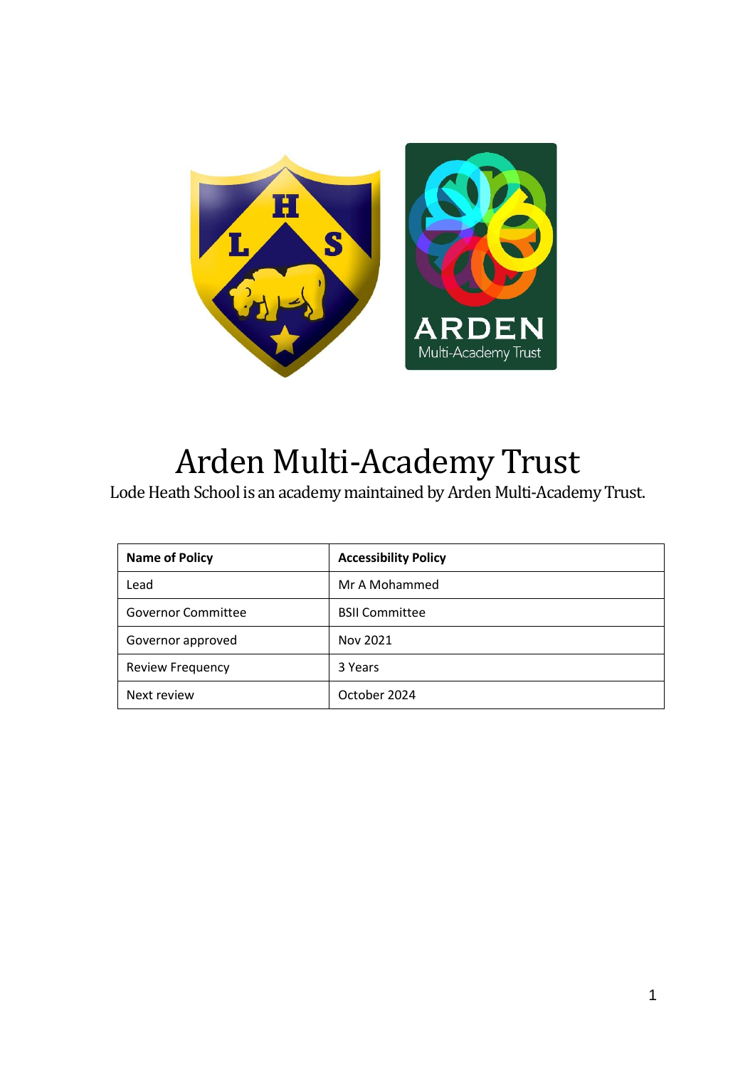# Arden Multi-Academy Trust

Lode Heath School is an academy maintained by Arden Multi-Academy Trust.

| **Name of Policy** | **Accessibility Policy** |
|---|---|
| Lead | Mr A Mohammed |
| Governor Committee | BSII Committee |
| Governor approved | Nov 2021 |
| Review Frequency | 3 Years |
| Next review | October 2024 |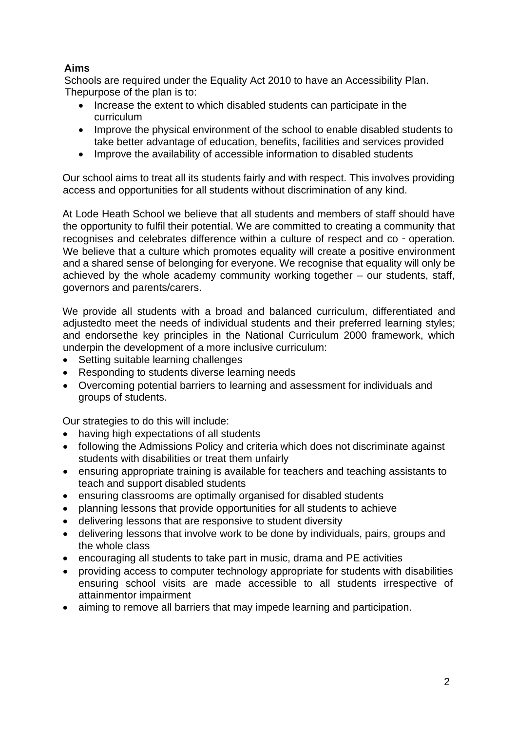**Aims**

Schools are required under the Equality Act 2010 to have an Accessibility Plan. Thepurpose of the plan is to:

- Increase the extent to which disabled students can participate in the curriculum
- Improve the physical environment of the school to enable disabled students to take better advantage of education, benefits, facilities and services provided
- Improve the availability of accessible information to disabled students

Our school aims to treat all its students fairly and with respect. This involves providing access and opportunities for all students without discrimination of any kind.

At Lode Heath School we believe that all students and members of staff should have the opportunity to fulfil their potential. We are committed to creating a community that recognises and celebrates difference within a culture of respect and co - operation. We believe that a culture which promotes equality will create a positive environment and a shared sense of belonging for everyone. We recognise that equality will only be achieved by the whole academy community working together – our students, staff, governors and parents/carers.

We provide all students with a broad and balanced curriculum, differentiated and adjustedto meet the needs of individual students and their preferred learning styles; and endorsethe key principles in the National Curriculum 2000 framework, which underpin the development of a more inclusive curriculum:

- Setting suitable learning challenges
- Responding to students diverse learning needs
- Overcoming potential barriers to learning and assessment for individuals and groups of students.

Our strategies to do this will include:

- having high expectations of all students
- following the Admissions Policy and criteria which does not discriminate against students with disabilities or treat them unfairly
- ensuring appropriate training is available for teachers and teaching assistants to teach and support disabled students
- ensuring classrooms are optimally organised for disabled students
- planning lessons that provide opportunities for all students to achieve
- delivering lessons that are responsive to student diversity
- delivering lessons that involve work to be done by individuals, pairs, groups and the whole class
- encouraging all students to take part in music, drama and PE activities
- providing access to computer technology appropriate for students with disabilities ensuring school visits are made accessible to all students irrespective of attainmentor impairment
- aiming to remove all barriers that may impede learning and participation.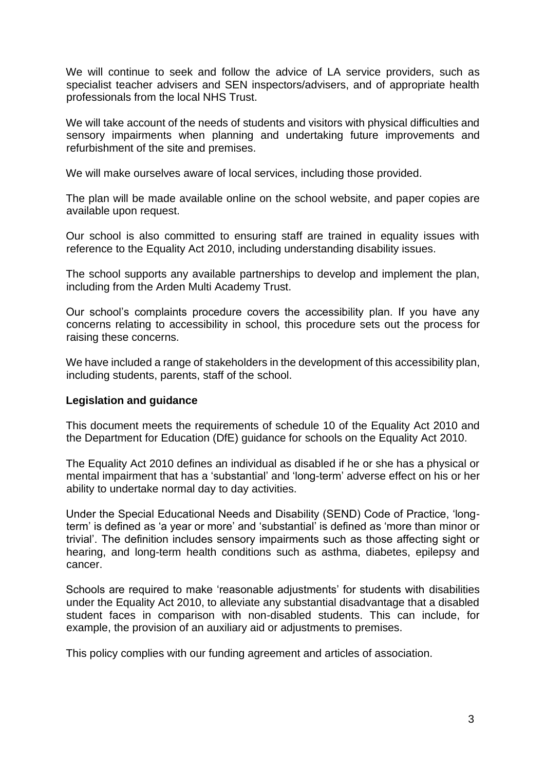We will continue to seek and follow the advice of LA service providers, such as specialist teacher advisers and SEN inspectors/advisers, and of appropriate health professionals from the local NHS Trust.

We will take account of the needs of students and visitors with physical difficulties and sensory impairments when planning and undertaking future improvements and refurbishment of the site and premises.

We will make ourselves aware of local services, including those provided.

The plan will be made available online on the school website, and paper copies are available upon request.

Our school is also committed to ensuring staff are trained in equality issues with reference to the Equality Act 2010, including understanding disability issues.

The school supports any available partnerships to develop and implement the plan, including from the Arden Multi Academy Trust.

Our school's complaints procedure covers the accessibility plan. If you have any concerns relating to accessibility in school, this procedure sets out the process for raising these concerns.

We have included a range of stakeholders in the development of this accessibility plan, including students, parents, staff of the school.

**Legislation and guidance**

This document meets the requirements of schedule 10 of the Equality Act 2010 and the Department for Education (DfE) guidance for schools on the Equality Act 2010.

The Equality Act 2010 defines an individual as disabled if he or she has a physical or mental impairment that has a 'substantial' and 'long-term' adverse effect on his or her ability to undertake normal day to day activities.

Under the Special Educational Needs and Disability (SEND) Code of Practice, 'long-term' is defined as 'a year or more' and 'substantial' is defined as 'more than minor or trivial'. The definition includes sensory impairments such as those affecting sight or hearing, and long-term health conditions such as asthma, diabetes, epilepsy and cancer.

Schools are required to make 'reasonable adjustments' for students with disabilities under the Equality Act 2010, to alleviate any substantial disadvantage that a disabled student faces in comparison with non-disabled students. This can include, for example, the provision of an auxiliary aid or adjustments to premises.

This policy complies with our funding agreement and articles of association.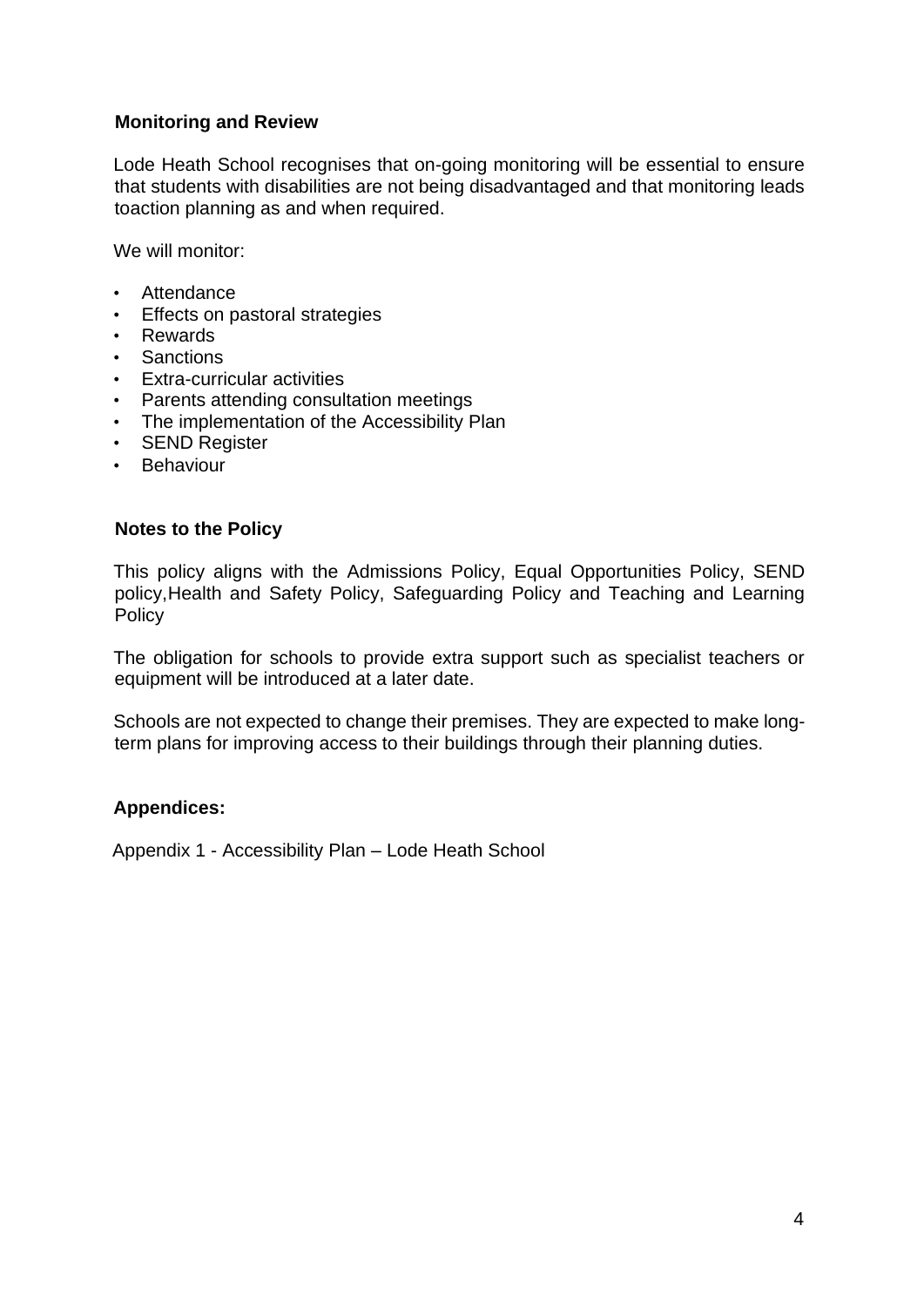## Monitoring and Review

Lode Heath School recognises that on-going monitoring will be essential to ensure that students with disabilities are not being disadvantaged and that monitoring leads toaction planning as and when required.

We will monitor:

- Attendance
- Effects on pastoral strategies
- Rewards
- Sanctions
- Extra-curricular activities
- Parents attending consultation meetings
- The implementation of the Accessibility Plan
- SEND Register
- Behaviour

## Notes to the Policy

This policy aligns with the Admissions Policy, Equal Opportunities Policy, SEND policy,Health and Safety Policy, Safeguarding Policy and Teaching and Learning Policy

The obligation for schools to provide extra support such as specialist teachers or equipment will be introduced at a later date.

Schools are not expected to change their premises. They are expected to make long-term plans for improving access to their buildings through their planning duties.

## Appendices:

Appendix 1 - Accessibility Plan – Lode Heath School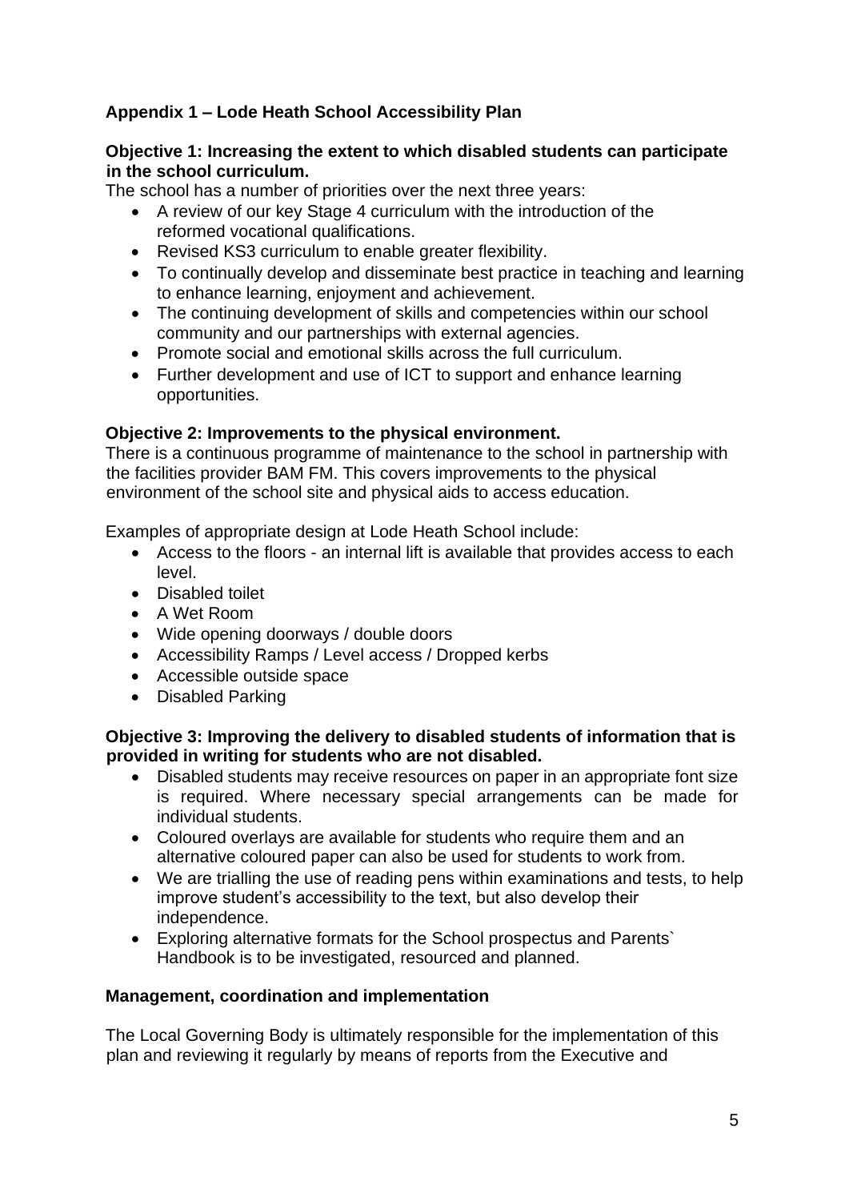**Appendix 1 – Lode Heath School Accessibility Plan**

**Objective 1: Increasing the extent to which disabled students can participate in the school curriculum.**

The school has a number of priorities over the next three years:

- A review of our key Stage 4 curriculum with the introduction of the reformed vocational qualifications.
- Revised KS3 curriculum to enable greater flexibility.
- To continually develop and disseminate best practice in teaching and learning to enhance learning, enjoyment and achievement.
- The continuing development of skills and competencies within our school community and our partnerships with external agencies.
- Promote social and emotional skills across the full curriculum.
- Further development and use of ICT to support and enhance learning opportunities.

**Objective 2: Improvements to the physical environment.**

There is a continuous programme of maintenance to the school in partnership with the facilities provider BAM FM. This covers improvements to the physical environment of the school site and physical aids to access education.

Examples of appropriate design at Lode Heath School include:

- Access to the floors - an internal lift is available that provides access to each level.
- Disabled toilet
- A Wet Room
- Wide opening doorways / double doors
- Accessibility Ramps / Level access / Dropped kerbs
- Accessible outside space
- Disabled Parking

**Objective 3: Improving the delivery to disabled students of information that is provided in writing for students who are not disabled.**

- Disabled students may receive resources on paper in an appropriate font size is required. Where necessary special arrangements can be made for individual students.
- Coloured overlays are available for students who require them and an alternative coloured paper can also be used for students to work from.
- We are trialling the use of reading pens within examinations and tests, to help improve student's accessibility to the text, but also develop their independence.
- Exploring alternative formats for the School prospectus and Parents` Handbook is to be investigated, resourced and planned.

**Management, coordination and implementation**

The Local Governing Body is ultimately responsible for the implementation of this plan and reviewing it regularly by means of reports from the Executive and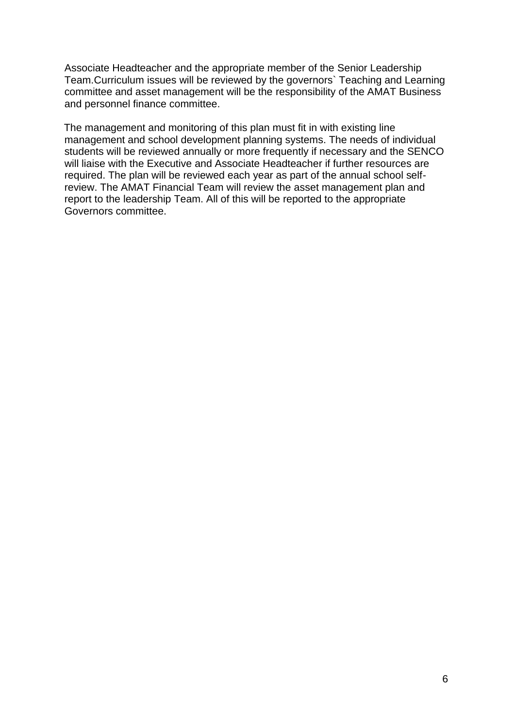Associate Headteacher and the appropriate member of the Senior Leadership Team.Curriculum issues will be reviewed by the governors` Teaching and Learning committee and asset management will be the responsibility of the AMAT Business and personnel finance committee.

The management and monitoring of this plan must fit in with existing line management and school development planning systems. The needs of individual students will be reviewed annually or more frequently if necessary and the SENCO will liaise with the Executive and Associate Headteacher if further resources are required. The plan will be reviewed each year as part of the annual school self-review. The AMAT Financial Team will review the asset management plan and report to the leadership Team. All of this will be reported to the appropriate Governors committee.